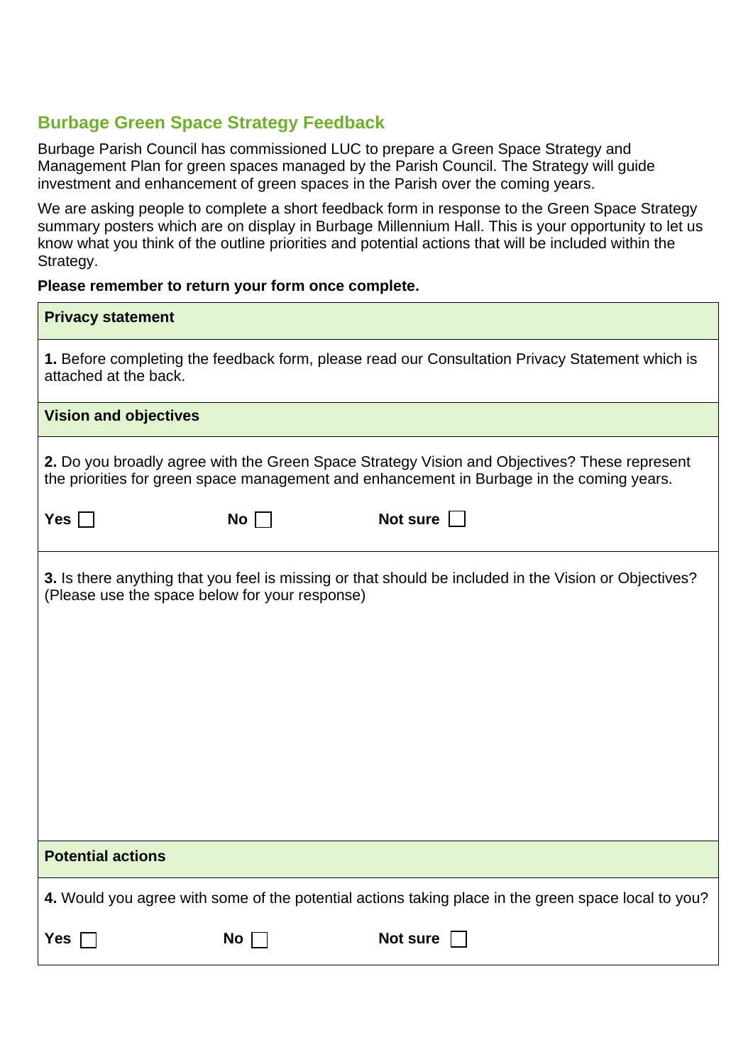## Burbage Green Space Strategy Feedback

Burbage Parish Council has commissioned LUC to prepare a Green Space Strategy and Management Plan for green spaces managed by the Parish Council. The Strategy will guide investment and enhancement of green spaces in the Parish over the coming years.

We are asking people to complete a short feedback form in response to the Green Space Strategy summary posters which are on display in Burbage Millennium Hall. This is your opportunity to let us know what you think of the outline priorities and potential actions that will be included within the Strategy.

**Please remember to return your form once complete.**

### Privacy statement

**1.** Before completing the feedback form, please read our Consultation Privacy Statement which is attached at the back.

### Vision and objectives

**2.** Do you broadly agree with the Green Space Strategy Vision and Objectives? These represent the priorities for green space management and enhancement in Burbage in the coming years.

**Yes** ☐ **No** ☐ **Not sure** ☐

**3.** Is there anything that you feel is missing or that should be included in the Vision or Objectives? (Please use the space below for your response)

### Potential actions

**4.** Would you agree with some of the potential actions taking place in the green space local to you?

**Yes** ☐ **No** ☐ **Not sure** ☐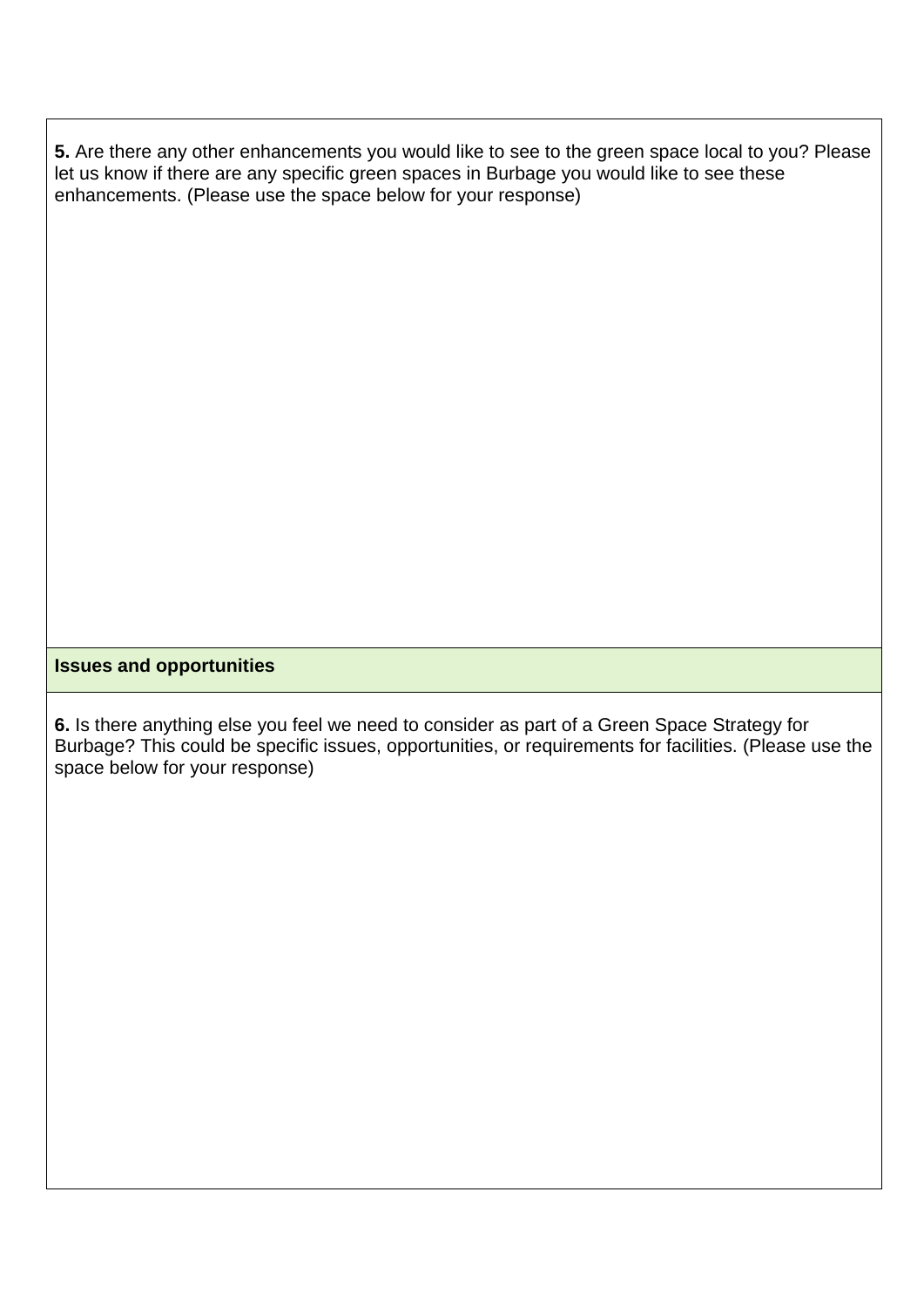**5.** Are there any other enhancements you would like to see to the green space local to you? Please let us know if there are any specific green spaces in Burbage you would like to see these enhancements. (Please use the space below for your response)

**Issues and opportunities**

**6.** Is there anything else you feel we need to consider as part of a Green Space Strategy for Burbage? This could be specific issues, opportunities, or requirements for facilities. (Please use the space below for your response)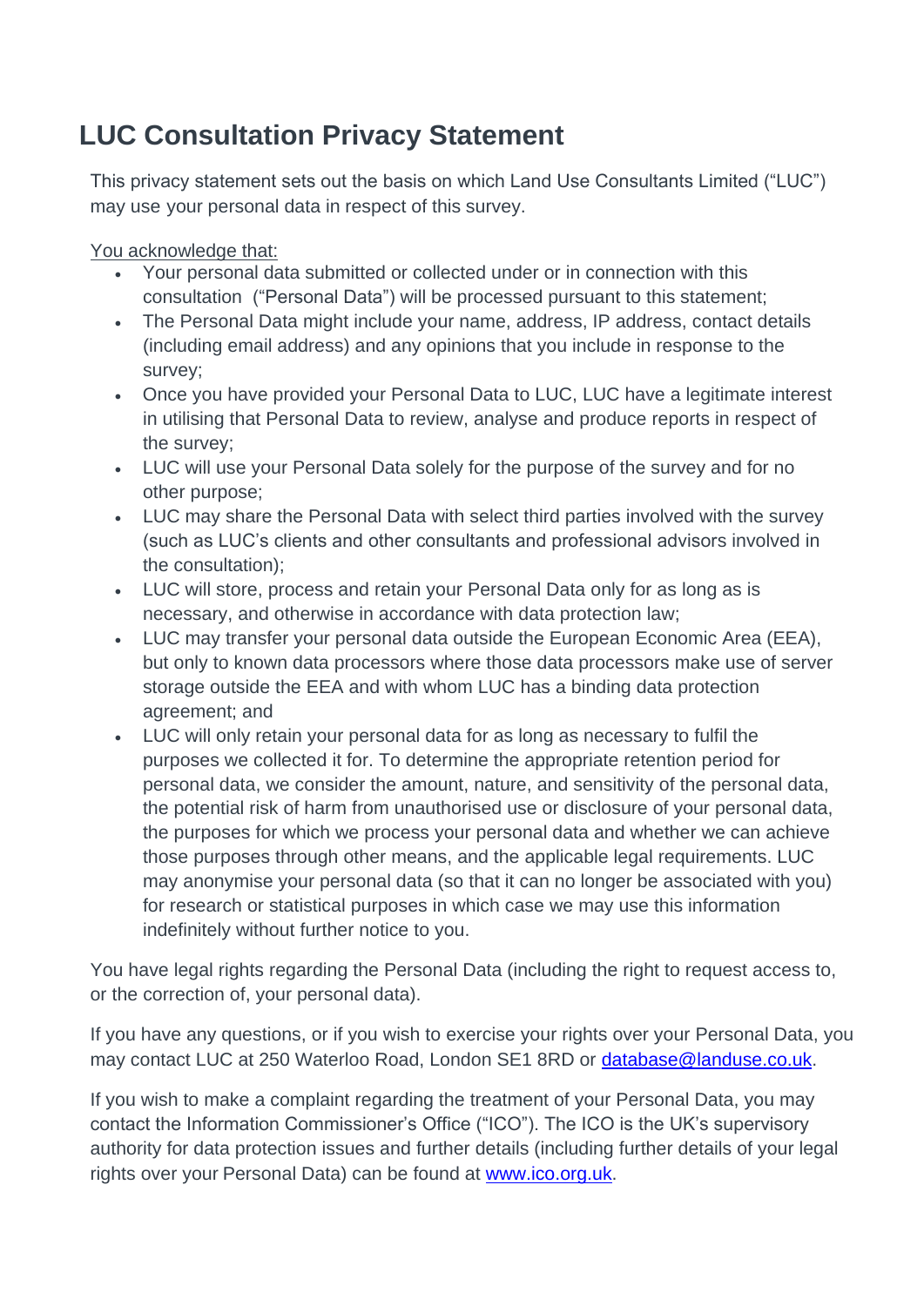# LUC Consultation Privacy Statement

This privacy statement sets out the basis on which Land Use Consultants Limited ("LUC") may use your personal data in respect of this survey.

<u>You acknowledge that:</u>

- Your personal data submitted or collected under or in connection with this consultation ("Personal Data") will be processed pursuant to this statement;
- The Personal Data might include your name, address, IP address, contact details (including email address) and any opinions that you include in response to the survey;
- Once you have provided your Personal Data to LUC, LUC have a legitimate interest in utilising that Personal Data to review, analyse and produce reports in respect of the survey;
- LUC will use your Personal Data solely for the purpose of the survey and for no other purpose;
- LUC may share the Personal Data with select third parties involved with the survey (such as LUC's clients and other consultants and professional advisors involved in the consultation);
- LUC will store, process and retain your Personal Data only for as long as is necessary, and otherwise in accordance with data protection law;
- LUC may transfer your personal data outside the European Economic Area (EEA), but only to known data processors where those data processors make use of server storage outside the EEA and with whom LUC has a binding data protection agreement; and
- LUC will only retain your personal data for as long as necessary to fulfil the purposes we collected it for. To determine the appropriate retention period for personal data, we consider the amount, nature, and sensitivity of the personal data, the potential risk of harm from unauthorised use or disclosure of your personal data, the purposes for which we process your personal data and whether we can achieve those purposes through other means, and the applicable legal requirements. LUC may anonymise your personal data (so that it can no longer be associated with you) for research or statistical purposes in which case we may use this information indefinitely without further notice to you.

You have legal rights regarding the Personal Data (including the right to request access to, or the correction of, your personal data).

If you have any questions, or if you wish to exercise your rights over your Personal Data, you may contact LUC at 250 Waterloo Road, London SE1 8RD or [database@landuse.co.uk](mailto:database@landuse.co.uk).

If you wish to make a complaint regarding the treatment of your Personal Data, you may contact the Information Commissioner's Office ("ICO"). The ICO is the UK's supervisory authority for data protection issues and further details (including further details of your legal rights over your Personal Data) can be found at [www.ico.org.uk](http://www.ico.org.uk).